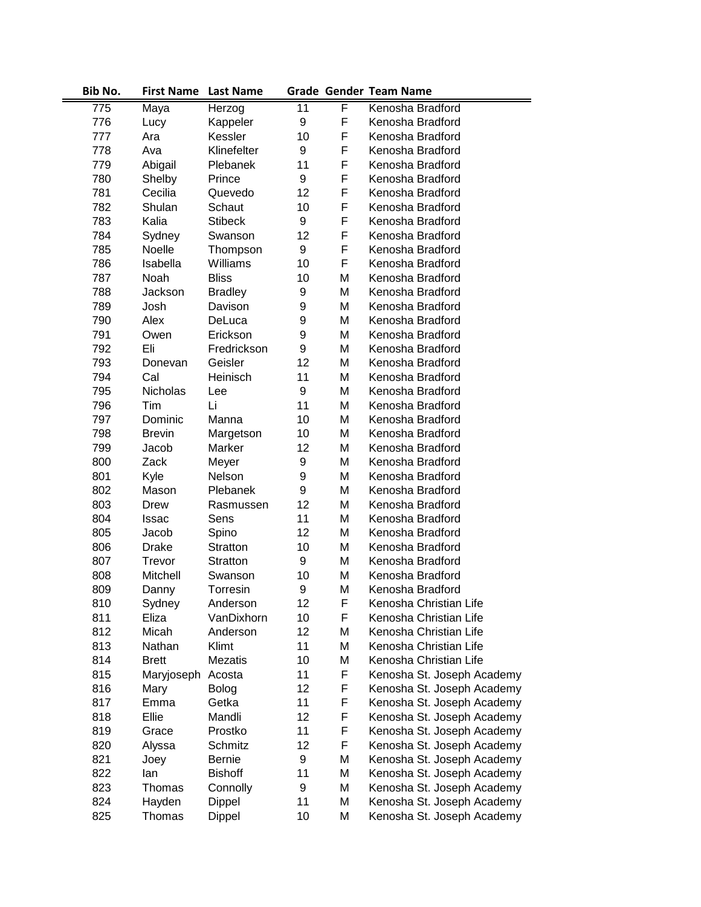| Bib No. | First Name | Last Name | Grade | Gender | Team Name |
|---|---|---|---|---|---|
| 775 | Maya | Herzog | 11 | F | Kenosha Bradford |
| 776 | Lucy | Kappeler | 9 | F | Kenosha Bradford |
| 777 | Ara | Kessler | 10 | F | Kenosha Bradford |
| 778 | Ava | Klinefelter | 9 | F | Kenosha Bradford |
| 779 | Abigail | Plebanek | 11 | F | Kenosha Bradford |
| 780 | Shelby | Prince | 9 | F | Kenosha Bradford |
| 781 | Cecilia | Quevedo | 12 | F | Kenosha Bradford |
| 782 | Shulan | Schaut | 10 | F | Kenosha Bradford |
| 783 | Kalia | Stibeck | 9 | F | Kenosha Bradford |
| 784 | Sydney | Swanson | 12 | F | Kenosha Bradford |
| 785 | Noelle | Thompson | 9 | F | Kenosha Bradford |
| 786 | Isabella | Williams | 10 | F | Kenosha Bradford |
| 787 | Noah | Bliss | 10 | M | Kenosha Bradford |
| 788 | Jackson | Bradley | 9 | M | Kenosha Bradford |
| 789 | Josh | Davison | 9 | M | Kenosha Bradford |
| 790 | Alex | DeLuca | 9 | M | Kenosha Bradford |
| 791 | Owen | Erickson | 9 | M | Kenosha Bradford |
| 792 | Eli | Fredrickson | 9 | M | Kenosha Bradford |
| 793 | Donevan | Geisler | 12 | M | Kenosha Bradford |
| 794 | Cal | Heinisch | 11 | M | Kenosha Bradford |
| 795 | Nicholas | Lee | 9 | M | Kenosha Bradford |
| 796 | Tim | Li | 11 | M | Kenosha Bradford |
| 797 | Dominic | Manna | 10 | M | Kenosha Bradford |
| 798 | Brevin | Margetson | 10 | M | Kenosha Bradford |
| 799 | Jacob | Marker | 12 | M | Kenosha Bradford |
| 800 | Zack | Meyer | 9 | M | Kenosha Bradford |
| 801 | Kyle | Nelson | 9 | M | Kenosha Bradford |
| 802 | Mason | Plebanek | 9 | M | Kenosha Bradford |
| 803 | Drew | Rasmussen | 12 | M | Kenosha Bradford |
| 804 | Issac | Sens | 11 | M | Kenosha Bradford |
| 805 | Jacob | Spino | 12 | M | Kenosha Bradford |
| 806 | Drake | Stratton | 10 | M | Kenosha Bradford |
| 807 | Trevor | Stratton | 9 | M | Kenosha Bradford |
| 808 | Mitchell | Swanson | 10 | M | Kenosha Bradford |
| 809 | Danny | Torresin | 9 | M | Kenosha Bradford |
| 810 | Sydney | Anderson | 12 | F | Kenosha Christian Life |
| 811 | Eliza | VanDixhorn | 10 | F | Kenosha Christian Life |
| 812 | Micah | Anderson | 12 | M | Kenosha Christian Life |
| 813 | Nathan | Klimt | 11 | M | Kenosha Christian Life |
| 814 | Brett | Mezatis | 10 | M | Kenosha Christian Life |
| 815 | Maryjoseph | Acosta | 11 | F | Kenosha St. Joseph Academy |
| 816 | Mary | Bolog | 12 | F | Kenosha St. Joseph Academy |
| 817 | Emma | Getka | 11 | F | Kenosha St. Joseph Academy |
| 818 | Ellie | Mandli | 12 | F | Kenosha St. Joseph Academy |
| 819 | Grace | Prostko | 11 | F | Kenosha St. Joseph Academy |
| 820 | Alyssa | Schmitz | 12 | F | Kenosha St. Joseph Academy |
| 821 | Joey | Bernie | 9 | M | Kenosha St. Joseph Academy |
| 822 | Ian | Bishoff | 11 | M | Kenosha St. Joseph Academy |
| 823 | Thomas | Connolly | 9 | M | Kenosha St. Joseph Academy |
| 824 | Hayden | Dippel | 11 | M | Kenosha St. Joseph Academy |
| 825 | Thomas | Dippel | 10 | M | Kenosha St. Joseph Academy |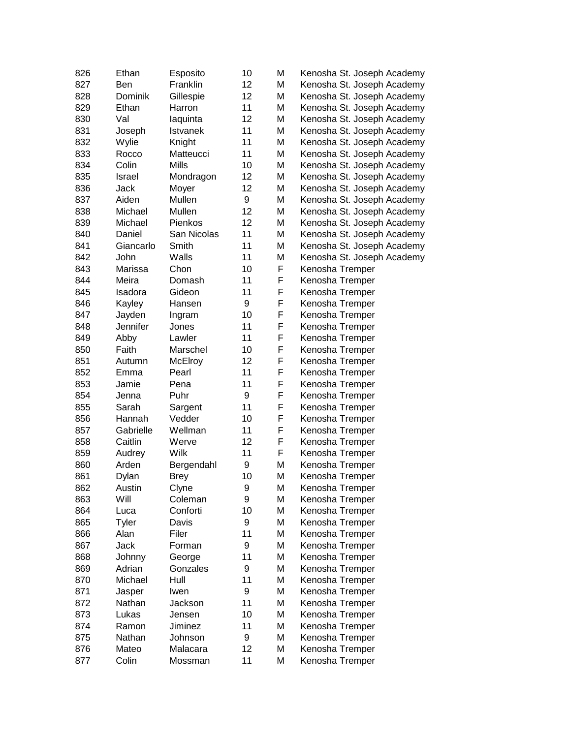| | | | | | |
|---|---|---|---|---|---|
| 826 | Ethan | Esposito | 10 | M | Kenosha St. Joseph Academy |
| 827 | Ben | Franklin | 12 | M | Kenosha St. Joseph Academy |
| 828 | Dominik | Gillespie | 12 | M | Kenosha St. Joseph Academy |
| 829 | Ethan | Harron | 11 | M | Kenosha St. Joseph Academy |
| 830 | Val | Iaquinta | 12 | M | Kenosha St. Joseph Academy |
| 831 | Joseph | Istvanek | 11 | M | Kenosha St. Joseph Academy |
| 832 | Wylie | Knight | 11 | M | Kenosha St. Joseph Academy |
| 833 | Rocco | Matteucci | 11 | M | Kenosha St. Joseph Academy |
| 834 | Colin | Mills | 10 | M | Kenosha St. Joseph Academy |
| 835 | Israel | Mondragon | 12 | M | Kenosha St. Joseph Academy |
| 836 | Jack | Moyer | 12 | M | Kenosha St. Joseph Academy |
| 837 | Aiden | Mullen | 9 | M | Kenosha St. Joseph Academy |
| 838 | Michael | Mullen | 12 | M | Kenosha St. Joseph Academy |
| 839 | Michael | Pienkos | 12 | M | Kenosha St. Joseph Academy |
| 840 | Daniel | San Nicolas | 11 | M | Kenosha St. Joseph Academy |
| 841 | Giancarlo | Smith | 11 | M | Kenosha St. Joseph Academy |
| 842 | John | Walls | 11 | M | Kenosha St. Joseph Academy |
| 843 | Marissa | Chon | 10 | F | Kenosha Tremper |
| 844 | Meira | Domash | 11 | F | Kenosha Tremper |
| 845 | Isadora | Gideon | 11 | F | Kenosha Tremper |
| 846 | Kayley | Hansen | 9 | F | Kenosha Tremper |
| 847 | Jayden | Ingram | 10 | F | Kenosha Tremper |
| 848 | Jennifer | Jones | 11 | F | Kenosha Tremper |
| 849 | Abby | Lawler | 11 | F | Kenosha Tremper |
| 850 | Faith | Marschel | 10 | F | Kenosha Tremper |
| 851 | Autumn | McElroy | 12 | F | Kenosha Tremper |
| 852 | Emma | Pearl | 11 | F | Kenosha Tremper |
| 853 | Jamie | Pena | 11 | F | Kenosha Tremper |
| 854 | Jenna | Puhr | 9 | F | Kenosha Tremper |
| 855 | Sarah | Sargent | 11 | F | Kenosha Tremper |
| 856 | Hannah | Vedder | 10 | F | Kenosha Tremper |
| 857 | Gabrielle | Wellman | 11 | F | Kenosha Tremper |
| 858 | Caitlin | Werve | 12 | F | Kenosha Tremper |
| 859 | Audrey | Wilk | 11 | F | Kenosha Tremper |
| 860 | Arden | Bergendahl | 9 | M | Kenosha Tremper |
| 861 | Dylan | Brey | 10 | M | Kenosha Tremper |
| 862 | Austin | Clyne | 9 | M | Kenosha Tremper |
| 863 | Will | Coleman | 9 | M | Kenosha Tremper |
| 864 | Luca | Conforti | 10 | M | Kenosha Tremper |
| 865 | Tyler | Davis | 9 | M | Kenosha Tremper |
| 866 | Alan | Filer | 11 | M | Kenosha Tremper |
| 867 | Jack | Forman | 9 | M | Kenosha Tremper |
| 868 | Johnny | George | 11 | M | Kenosha Tremper |
| 869 | Adrian | Gonzales | 9 | M | Kenosha Tremper |
| 870 | Michael | Hull | 11 | M | Kenosha Tremper |
| 871 | Jasper | Iwen | 9 | M | Kenosha Tremper |
| 872 | Nathan | Jackson | 11 | M | Kenosha Tremper |
| 873 | Lukas | Jensen | 10 | M | Kenosha Tremper |
| 874 | Ramon | Jiminez | 11 | M | Kenosha Tremper |
| 875 | Nathan | Johnson | 9 | M | Kenosha Tremper |
| 876 | Mateo | Malacara | 12 | M | Kenosha Tremper |
| 877 | Colin | Mossman | 11 | M | Kenosha Tremper |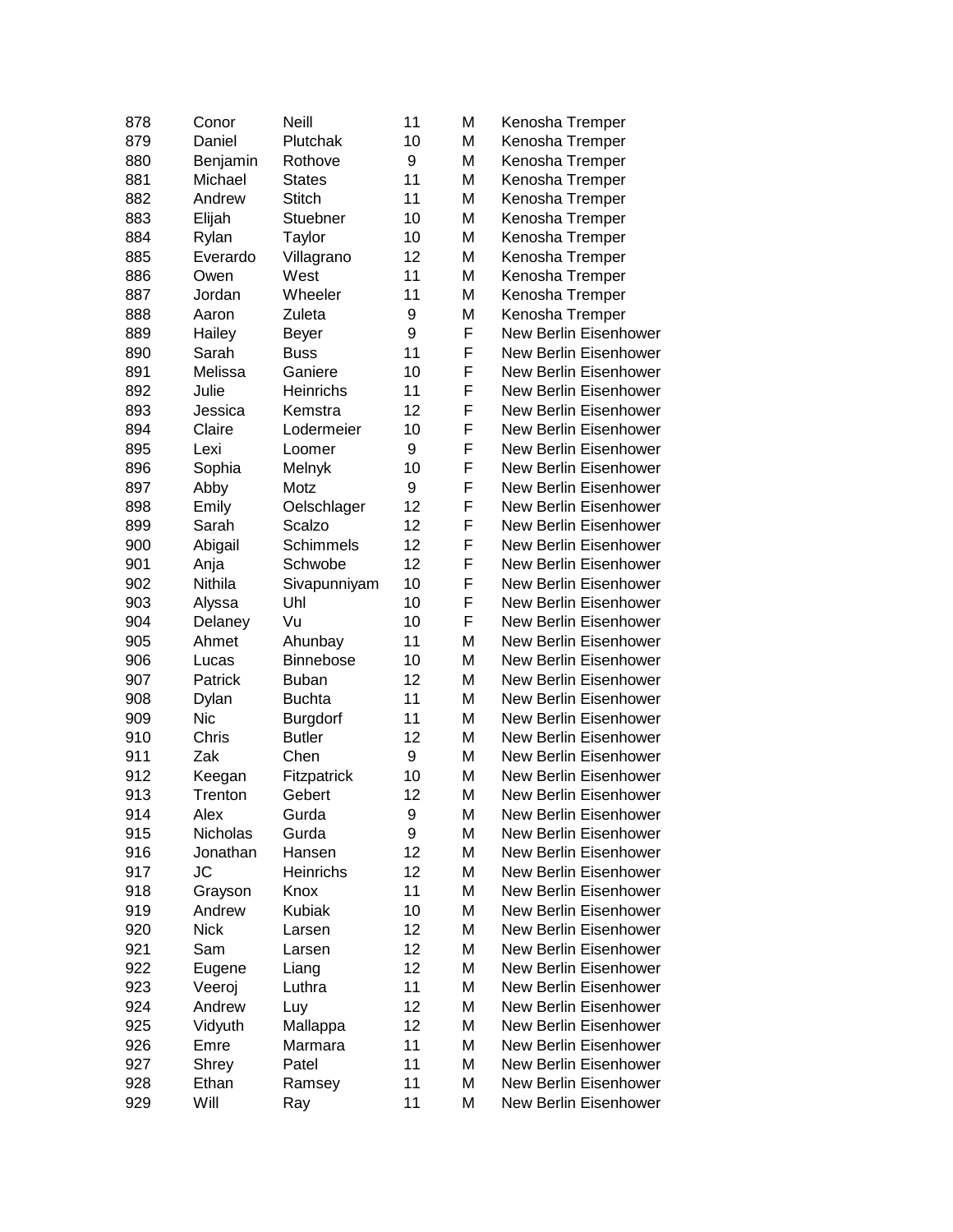| | | | | | |
|---|---|---|---|---|---|
| 878 | Conor | Neill | 11 | M | Kenosha Tremper |
| 879 | Daniel | Plutchak | 10 | M | Kenosha Tremper |
| 880 | Benjamin | Rothove | 9 | M | Kenosha Tremper |
| 881 | Michael | States | 11 | M | Kenosha Tremper |
| 882 | Andrew | Stitch | 11 | M | Kenosha Tremper |
| 883 | Elijah | Stuebner | 10 | M | Kenosha Tremper |
| 884 | Rylan | Taylor | 10 | M | Kenosha Tremper |
| 885 | Everardo | Villagrano | 12 | M | Kenosha Tremper |
| 886 | Owen | West | 11 | M | Kenosha Tremper |
| 887 | Jordan | Wheeler | 11 | M | Kenosha Tremper |
| 888 | Aaron | Zuleta | 9 | M | Kenosha Tremper |
| 889 | Hailey | Beyer | 9 | F | New Berlin Eisenhower |
| 890 | Sarah | Buss | 11 | F | New Berlin Eisenhower |
| 891 | Melissa | Ganiere | 10 | F | New Berlin Eisenhower |
| 892 | Julie | Heinrichs | 11 | F | New Berlin Eisenhower |
| 893 | Jessica | Kemstra | 12 | F | New Berlin Eisenhower |
| 894 | Claire | Lodermeier | 10 | F | New Berlin Eisenhower |
| 895 | Lexi | Loomer | 9 | F | New Berlin Eisenhower |
| 896 | Sophia | Melnyk | 10 | F | New Berlin Eisenhower |
| 897 | Abby | Motz | 9 | F | New Berlin Eisenhower |
| 898 | Emily | Oelschlager | 12 | F | New Berlin Eisenhower |
| 899 | Sarah | Scalzo | 12 | F | New Berlin Eisenhower |
| 900 | Abigail | Schimmels | 12 | F | New Berlin Eisenhower |
| 901 | Anja | Schwobe | 12 | F | New Berlin Eisenhower |
| 902 | Nithila | Sivapunniyam | 10 | F | New Berlin Eisenhower |
| 903 | Alyssa | Uhl | 10 | F | New Berlin Eisenhower |
| 904 | Delaney | Vu | 10 | F | New Berlin Eisenhower |
| 905 | Ahmet | Ahunbay | 11 | M | New Berlin Eisenhower |
| 906 | Lucas | Binnebose | 10 | M | New Berlin Eisenhower |
| 907 | Patrick | Buban | 12 | M | New Berlin Eisenhower |
| 908 | Dylan | Buchta | 11 | M | New Berlin Eisenhower |
| 909 | Nic | Burgdorf | 11 | M | New Berlin Eisenhower |
| 910 | Chris | Butler | 12 | M | New Berlin Eisenhower |
| 911 | Zak | Chen | 9 | M | New Berlin Eisenhower |
| 912 | Keegan | Fitzpatrick | 10 | M | New Berlin Eisenhower |
| 913 | Trenton | Gebert | 12 | M | New Berlin Eisenhower |
| 914 | Alex | Gurda | 9 | M | New Berlin Eisenhower |
| 915 | Nicholas | Gurda | 9 | M | New Berlin Eisenhower |
| 916 | Jonathan | Hansen | 12 | M | New Berlin Eisenhower |
| 917 | JC | Heinrichs | 12 | M | New Berlin Eisenhower |
| 918 | Grayson | Knox | 11 | M | New Berlin Eisenhower |
| 919 | Andrew | Kubiak | 10 | M | New Berlin Eisenhower |
| 920 | Nick | Larsen | 12 | M | New Berlin Eisenhower |
| 921 | Sam | Larsen | 12 | M | New Berlin Eisenhower |
| 922 | Eugene | Liang | 12 | M | New Berlin Eisenhower |
| 923 | Veeroj | Luthra | 11 | M | New Berlin Eisenhower |
| 924 | Andrew | Luy | 12 | M | New Berlin Eisenhower |
| 925 | Vidyuth | Mallappa | 12 | M | New Berlin Eisenhower |
| 926 | Emre | Marmara | 11 | M | New Berlin Eisenhower |
| 927 | Shrey | Patel | 11 | M | New Berlin Eisenhower |
| 928 | Ethan | Ramsey | 11 | M | New Berlin Eisenhower |
| 929 | Will | Ray | 11 | M | New Berlin Eisenhower |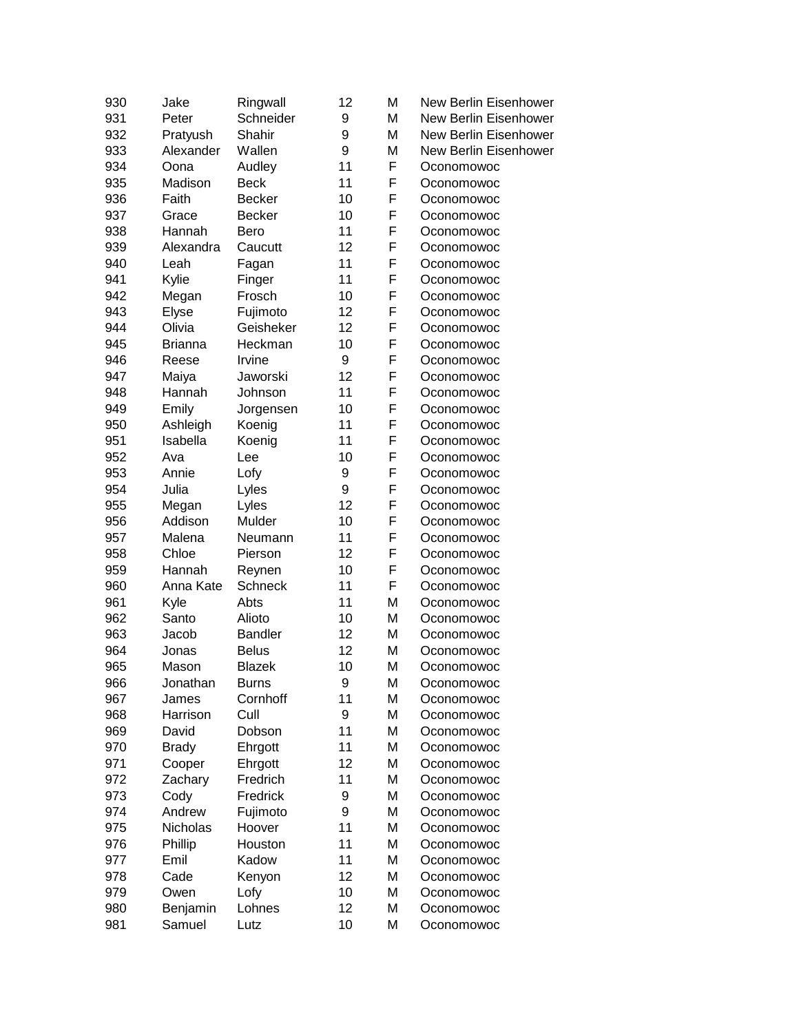| | | | | | |
|---|---|---|---|---|---|
| 930 | Jake | Ringwall | 12 | M | New Berlin Eisenhower |
| 931 | Peter | Schneider | 9 | M | New Berlin Eisenhower |
| 932 | Pratyush | Shahir | 9 | M | New Berlin Eisenhower |
| 933 | Alexander | Wallen | 9 | M | New Berlin Eisenhower |
| 934 | Oona | Audley | 11 | F | Oconomowoc |
| 935 | Madison | Beck | 11 | F | Oconomowoc |
| 936 | Faith | Becker | 10 | F | Oconomowoc |
| 937 | Grace | Becker | 10 | F | Oconomowoc |
| 938 | Hannah | Bero | 11 | F | Oconomowoc |
| 939 | Alexandra | Caucutt | 12 | F | Oconomowoc |
| 940 | Leah | Fagan | 11 | F | Oconomowoc |
| 941 | Kylie | Finger | 11 | F | Oconomowoc |
| 942 | Megan | Frosch | 10 | F | Oconomowoc |
| 943 | Elyse | Fujimoto | 12 | F | Oconomowoc |
| 944 | Olivia | Geisheker | 12 | F | Oconomowoc |
| 945 | Brianna | Heckman | 10 | F | Oconomowoc |
| 946 | Reese | Irvine | 9 | F | Oconomowoc |
| 947 | Maiya | Jaworski | 12 | F | Oconomowoc |
| 948 | Hannah | Johnson | 11 | F | Oconomowoc |
| 949 | Emily | Jorgensen | 10 | F | Oconomowoc |
| 950 | Ashleigh | Koenig | 11 | F | Oconomowoc |
| 951 | Isabella | Koenig | 11 | F | Oconomowoc |
| 952 | Ava | Lee | 10 | F | Oconomowoc |
| 953 | Annie | Lofy | 9 | F | Oconomowoc |
| 954 | Julia | Lyles | 9 | F | Oconomowoc |
| 955 | Megan | Lyles | 12 | F | Oconomowoc |
| 956 | Addison | Mulder | 10 | F | Oconomowoc |
| 957 | Malena | Neumann | 11 | F | Oconomowoc |
| 958 | Chloe | Pierson | 12 | F | Oconomowoc |
| 959 | Hannah | Reynen | 10 | F | Oconomowoc |
| 960 | Anna Kate | Schneck | 11 | F | Oconomowoc |
| 961 | Kyle | Abts | 11 | M | Oconomowoc |
| 962 | Santo | Alioto | 10 | M | Oconomowoc |
| 963 | Jacob | Bandler | 12 | M | Oconomowoc |
| 964 | Jonas | Belus | 12 | M | Oconomowoc |
| 965 | Mason | Blazek | 10 | M | Oconomowoc |
| 966 | Jonathan | Burns | 9 | M | Oconomowoc |
| 967 | James | Cornhoff | 11 | M | Oconomowoc |
| 968 | Harrison | Cull | 9 | M | Oconomowoc |
| 969 | David | Dobson | 11 | M | Oconomowoc |
| 970 | Brady | Ehrgott | 11 | M | Oconomowoc |
| 971 | Cooper | Ehrgott | 12 | M | Oconomowoc |
| 972 | Zachary | Fredrich | 11 | M | Oconomowoc |
| 973 | Cody | Fredrick | 9 | M | Oconomowoc |
| 974 | Andrew | Fujimoto | 9 | M | Oconomowoc |
| 975 | Nicholas | Hoover | 11 | M | Oconomowoc |
| 976 | Phillip | Houston | 11 | M | Oconomowoc |
| 977 | Emil | Kadow | 11 | M | Oconomowoc |
| 978 | Cade | Kenyon | 12 | M | Oconomowoc |
| 979 | Owen | Lofy | 10 | M | Oconomowoc |
| 980 | Benjamin | Lohnes | 12 | M | Oconomowoc |
| 981 | Samuel | Lutz | 10 | M | Oconomowoc |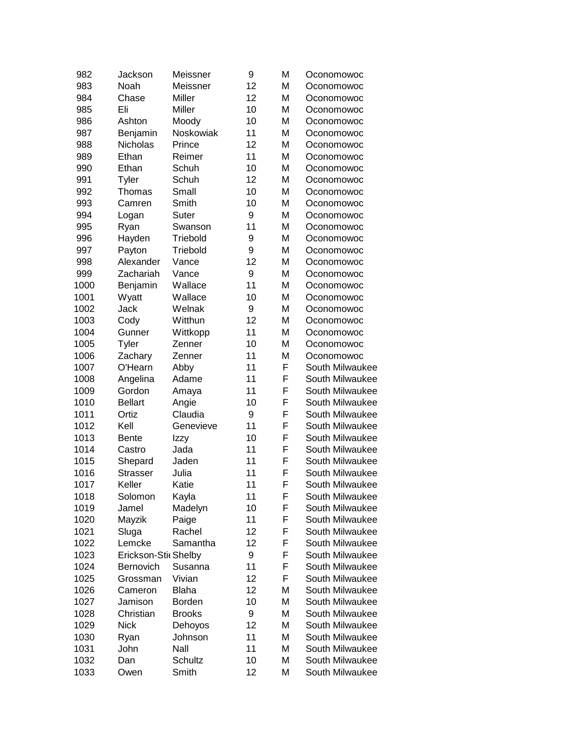| | | | | | |
|---|---|---|---|---|---|
| 982 | Jackson | Meissner | 9 | M | Oconomowoc |
| 983 | Noah | Meissner | 12 | M | Oconomowoc |
| 984 | Chase | Miller | 12 | M | Oconomowoc |
| 985 | Eli | Miller | 10 | M | Oconomowoc |
| 986 | Ashton | Moody | 10 | M | Oconomowoc |
| 987 | Benjamin | Noskowiak | 11 | M | Oconomowoc |
| 988 | Nicholas | Prince | 12 | M | Oconomowoc |
| 989 | Ethan | Reimer | 11 | M | Oconomowoc |
| 990 | Ethan | Schuh | 10 | M | Oconomowoc |
| 991 | Tyler | Schuh | 12 | M | Oconomowoc |
| 992 | Thomas | Small | 10 | M | Oconomowoc |
| 993 | Camren | Smith | 10 | M | Oconomowoc |
| 994 | Logan | Suter | 9 | M | Oconomowoc |
| 995 | Ryan | Swanson | 11 | M | Oconomowoc |
| 996 | Hayden | Triebold | 9 | M | Oconomowoc |
| 997 | Payton | Triebold | 9 | M | Oconomowoc |
| 998 | Alexander | Vance | 12 | M | Oconomowoc |
| 999 | Zachariah | Vance | 9 | M | Oconomowoc |
| 1000 | Benjamin | Wallace | 11 | M | Oconomowoc |
| 1001 | Wyatt | Wallace | 10 | M | Oconomowoc |
| 1002 | Jack | Welnak | 9 | M | Oconomowoc |
| 1003 | Cody | Witthun | 12 | M | Oconomowoc |
| 1004 | Gunner | Wittkopp | 11 | M | Oconomowoc |
| 1005 | Tyler | Zenner | 10 | M | Oconomowoc |
| 1006 | Zachary | Zenner | 11 | M | Oconomowoc |
| 1007 | O'Hearn | Abby | 11 | F | South Milwaukee |
| 1008 | Angelina | Adame | 11 | F | South Milwaukee |
| 1009 | Gordon | Amaya | 11 | F | South Milwaukee |
| 1010 | Bellart | Angie | 10 | F | South Milwaukee |
| 1011 | Ortiz | Claudia | 9 | F | South Milwaukee |
| 1012 | Kell | Genevieve | 11 | F | South Milwaukee |
| 1013 | Bente | Izzy | 10 | F | South Milwaukee |
| 1014 | Castro | Jada | 11 | F | South Milwaukee |
| 1015 | Shepard | Jaden | 11 | F | South Milwaukee |
| 1016 | Strasser | Julia | 11 | F | South Milwaukee |
| 1017 | Keller | Katie | 11 | F | South Milwaukee |
| 1018 | Solomon | Kayla | 11 | F | South Milwaukee |
| 1019 | Jamel | Madelyn | 10 | F | South Milwaukee |
| 1020 | Mayzik | Paige | 11 | F | South Milwaukee |
| 1021 | Sluga | Rachel | 12 | F | South Milwaukee |
| 1022 | Lemcke | Samantha | 12 | F | South Milwaukee |
| 1023 | Erickson-Stie | Shelby | 9 | F | South Milwaukee |
| 1024 | Bernovich | Susanna | 11 | F | South Milwaukee |
| 1025 | Grossman | Vivian | 12 | F | South Milwaukee |
| 1026 | Cameron | Blaha | 12 | M | South Milwaukee |
| 1027 | Jamison | Borden | 10 | M | South Milwaukee |
| 1028 | Christian | Brooks | 9 | M | South Milwaukee |
| 1029 | Nick | Dehoyos | 12 | M | South Milwaukee |
| 1030 | Ryan | Johnson | 11 | M | South Milwaukee |
| 1031 | John | Nall | 11 | M | South Milwaukee |
| 1032 | Dan | Schultz | 10 | M | South Milwaukee |
| 1033 | Owen | Smith | 12 | M | South Milwaukee |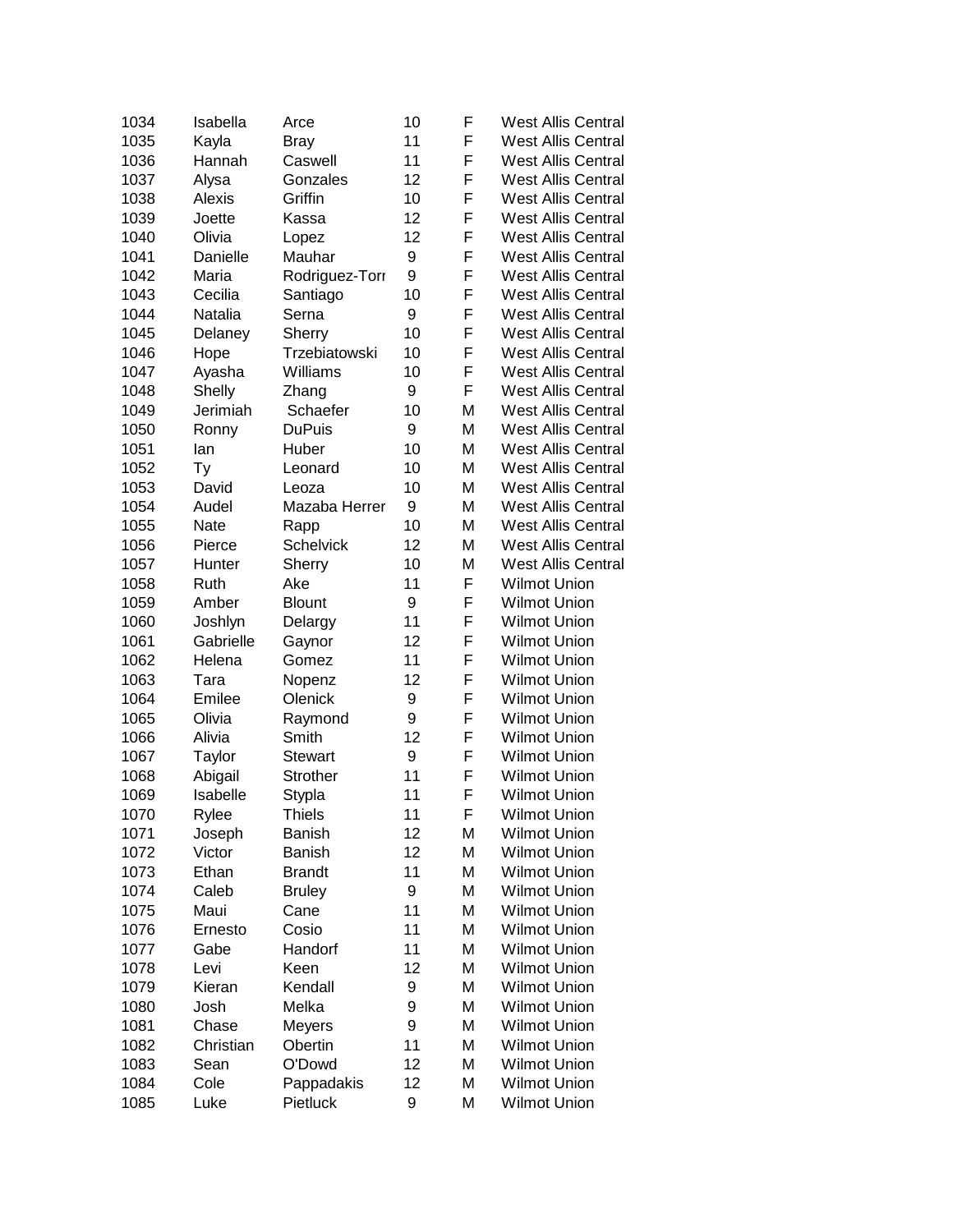| | | | | | |
|---|---|---|---|---|---|
| 1034 | Isabella | Arce | 10 | F | West Allis Central |
| 1035 | Kayla | Bray | 11 | F | West Allis Central |
| 1036 | Hannah | Caswell | 11 | F | West Allis Central |
| 1037 | Alysa | Gonzales | 12 | F | West Allis Central |
| 1038 | Alexis | Griffin | 10 | F | West Allis Central |
| 1039 | Joette | Kassa | 12 | F | West Allis Central |
| 1040 | Olivia | Lopez | 12 | F | West Allis Central |
| 1041 | Danielle | Mauhar | 9 | F | West Allis Central |
| 1042 | Maria | Rodriguez-Torr | 9 | F | West Allis Central |
| 1043 | Cecilia | Santiago | 10 | F | West Allis Central |
| 1044 | Natalia | Serna | 9 | F | West Allis Central |
| 1045 | Delaney | Sherry | 10 | F | West Allis Central |
| 1046 | Hope | Trzebiatowski | 10 | F | West Allis Central |
| 1047 | Ayasha | Williams | 10 | F | West Allis Central |
| 1048 | Shelly | Zhang | 9 | F | West Allis Central |
| 1049 | Jerimiah | Schaefer | 10 | M | West Allis Central |
| 1050 | Ronny | DuPuis | 9 | M | West Allis Central |
| 1051 | Ian | Huber | 10 | M | West Allis Central |
| 1052 | Ty | Leonard | 10 | M | West Allis Central |
| 1053 | David | Leoza | 10 | M | West Allis Central |
| 1054 | Audel | Mazaba Herrer | 9 | M | West Allis Central |
| 1055 | Nate | Rapp | 10 | M | West Allis Central |
| 1056 | Pierce | Schelvick | 12 | M | West Allis Central |
| 1057 | Hunter | Sherry | 10 | M | West Allis Central |
| 1058 | Ruth | Ake | 11 | F | Wilmot Union |
| 1059 | Amber | Blount | 9 | F | Wilmot Union |
| 1060 | Joshlyn | Delargy | 11 | F | Wilmot Union |
| 1061 | Gabrielle | Gaynor | 12 | F | Wilmot Union |
| 1062 | Helena | Gomez | 11 | F | Wilmot Union |
| 1063 | Tara | Nopenz | 12 | F | Wilmot Union |
| 1064 | Emilee | Olenick | 9 | F | Wilmot Union |
| 1065 | Olivia | Raymond | 9 | F | Wilmot Union |
| 1066 | Alivia | Smith | 12 | F | Wilmot Union |
| 1067 | Taylor | Stewart | 9 | F | Wilmot Union |
| 1068 | Abigail | Strother | 11 | F | Wilmot Union |
| 1069 | Isabelle | Stypla | 11 | F | Wilmot Union |
| 1070 | Rylee | Thiels | 11 | F | Wilmot Union |
| 1071 | Joseph | Banish | 12 | M | Wilmot Union |
| 1072 | Victor | Banish | 12 | M | Wilmot Union |
| 1073 | Ethan | Brandt | 11 | M | Wilmot Union |
| 1074 | Caleb | Bruley | 9 | M | Wilmot Union |
| 1075 | Maui | Cane | 11 | M | Wilmot Union |
| 1076 | Ernesto | Cosio | 11 | M | Wilmot Union |
| 1077 | Gabe | Handorf | 11 | M | Wilmot Union |
| 1078 | Levi | Keen | 12 | M | Wilmot Union |
| 1079 | Kieran | Kendall | 9 | M | Wilmot Union |
| 1080 | Josh | Melka | 9 | M | Wilmot Union |
| 1081 | Chase | Meyers | 9 | M | Wilmot Union |
| 1082 | Christian | Obertin | 11 | M | Wilmot Union |
| 1083 | Sean | O'Dowd | 12 | M | Wilmot Union |
| 1084 | Cole | Pappadakis | 12 | M | Wilmot Union |
| 1085 | Luke | Pietluck | 9 | M | Wilmot Union |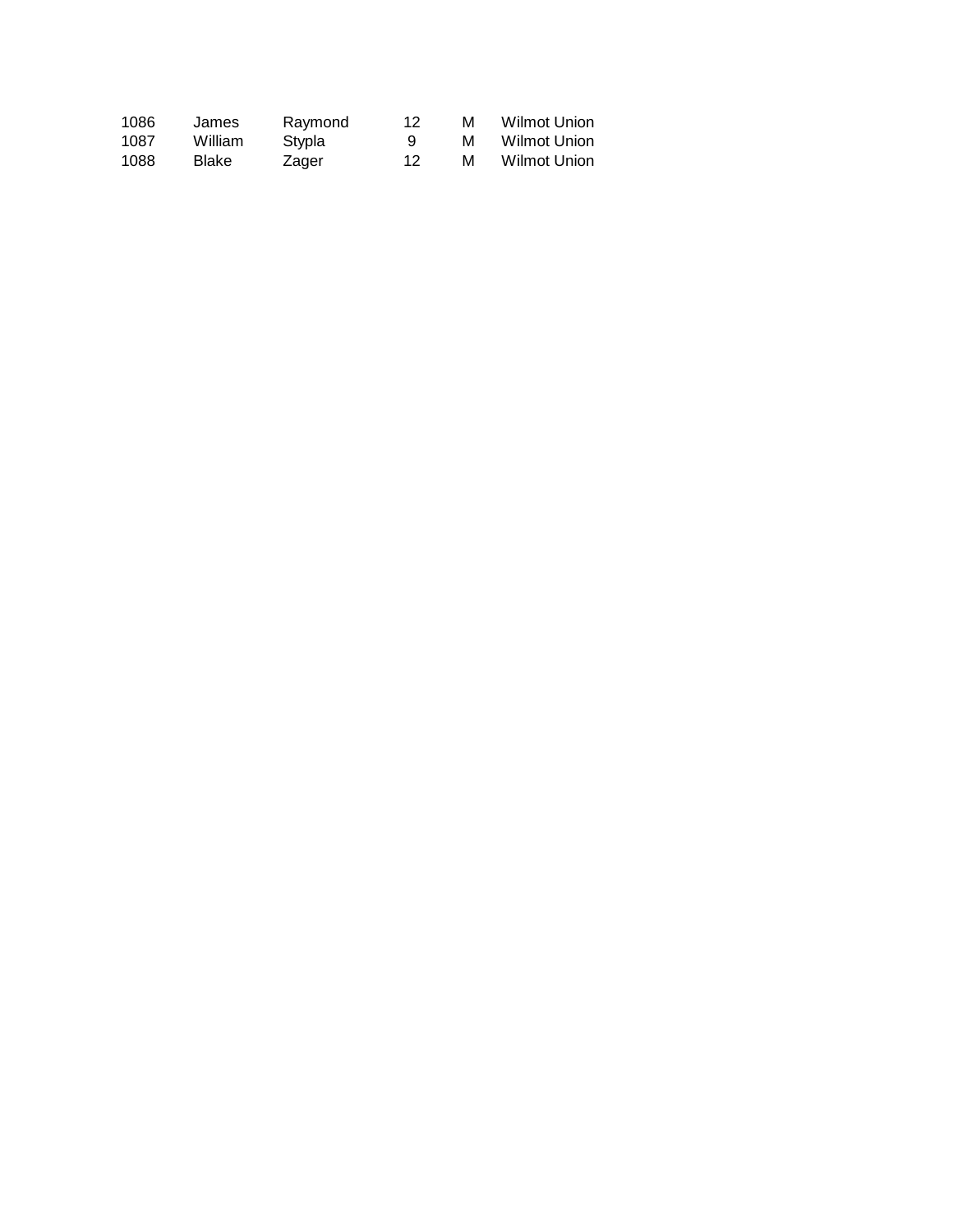| | | | | | |
|---|---|---|---|---|---|
| 1086 | James | Raymond | 12 | M | Wilmot Union |
| 1087 | William | Stypla | 9 | M | Wilmot Union |
| 1088 | Blake | Zager | 12 | M | Wilmot Union |